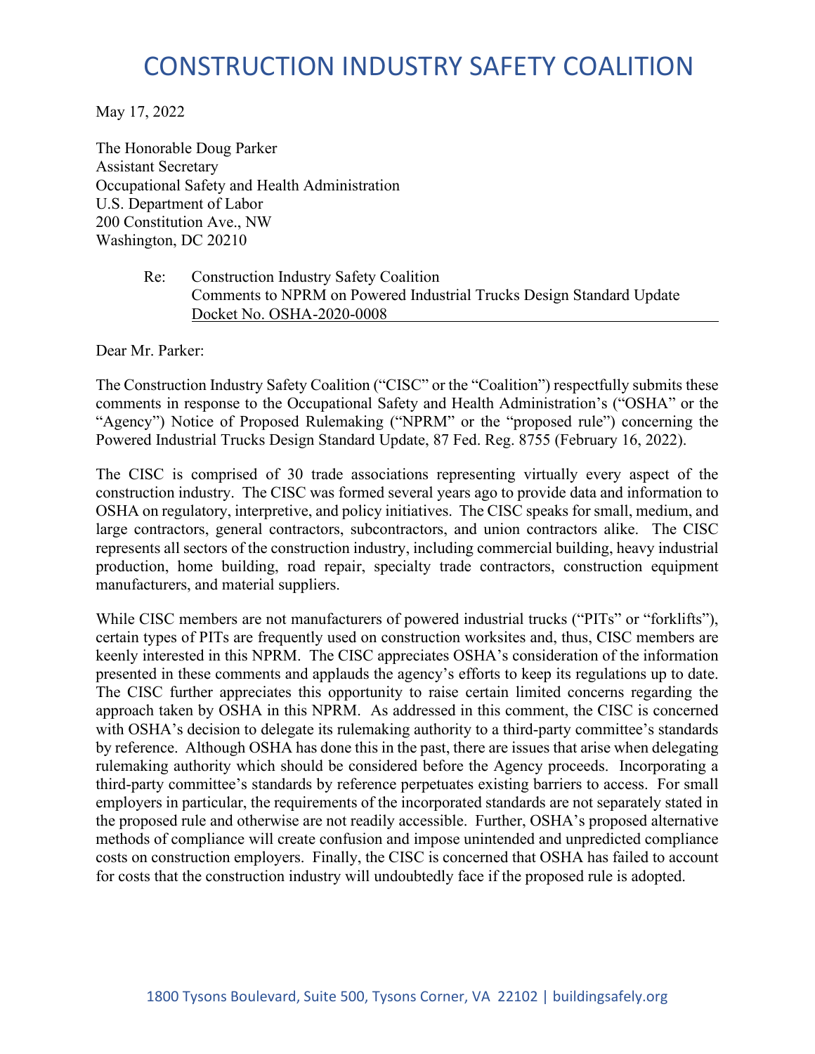# CONSTRUCTION INDUSTRY SAFETY COALITION

May 17, 2022

The Honorable Doug Parker
Assistant Secretary
Occupational Safety and Health Administration
U.S. Department of Labor
200 Constitution Ave., NW
Washington, DC 20210

Re: Construction Industry Safety Coalition
Comments to NPRM on Powered Industrial Trucks Design Standard Update
Docket No. OSHA-2020-0008

Dear Mr. Parker:

The Construction Industry Safety Coalition ("CISC" or the "Coalition") respectfully submits these comments in response to the Occupational Safety and Health Administration's ("OSHA" or the "Agency") Notice of Proposed Rulemaking ("NPRM" or the "proposed rule") concerning the Powered Industrial Trucks Design Standard Update, 87 Fed. Reg. 8755 (February 16, 2022).

The CISC is comprised of 30 trade associations representing virtually every aspect of the construction industry. The CISC was formed several years ago to provide data and information to OSHA on regulatory, interpretive, and policy initiatives. The CISC speaks for small, medium, and large contractors, general contractors, subcontractors, and union contractors alike. The CISC represents all sectors of the construction industry, including commercial building, heavy industrial production, home building, road repair, specialty trade contractors, construction equipment manufacturers, and material suppliers.

While CISC members are not manufacturers of powered industrial trucks ("PITs" or "forklifts"), certain types of PITs are frequently used on construction worksites and, thus, CISC members are keenly interested in this NPRM. The CISC appreciates OSHA's consideration of the information presented in these comments and applauds the agency's efforts to keep its regulations up to date. The CISC further appreciates this opportunity to raise certain limited concerns regarding the approach taken by OSHA in this NPRM. As addressed in this comment, the CISC is concerned with OSHA's decision to delegate its rulemaking authority to a third-party committee's standards by reference. Although OSHA has done this in the past, there are issues that arise when delegating rulemaking authority which should be considered before the Agency proceeds. Incorporating a third-party committee's standards by reference perpetuates existing barriers to access. For small employers in particular, the requirements of the incorporated standards are not separately stated in the proposed rule and otherwise are not readily accessible. Further, OSHA's proposed alternative methods of compliance will create confusion and impose unintended and unpredicted compliance costs on construction employers. Finally, the CISC is concerned that OSHA has failed to account for costs that the construction industry will undoubtedly face if the proposed rule is adopted.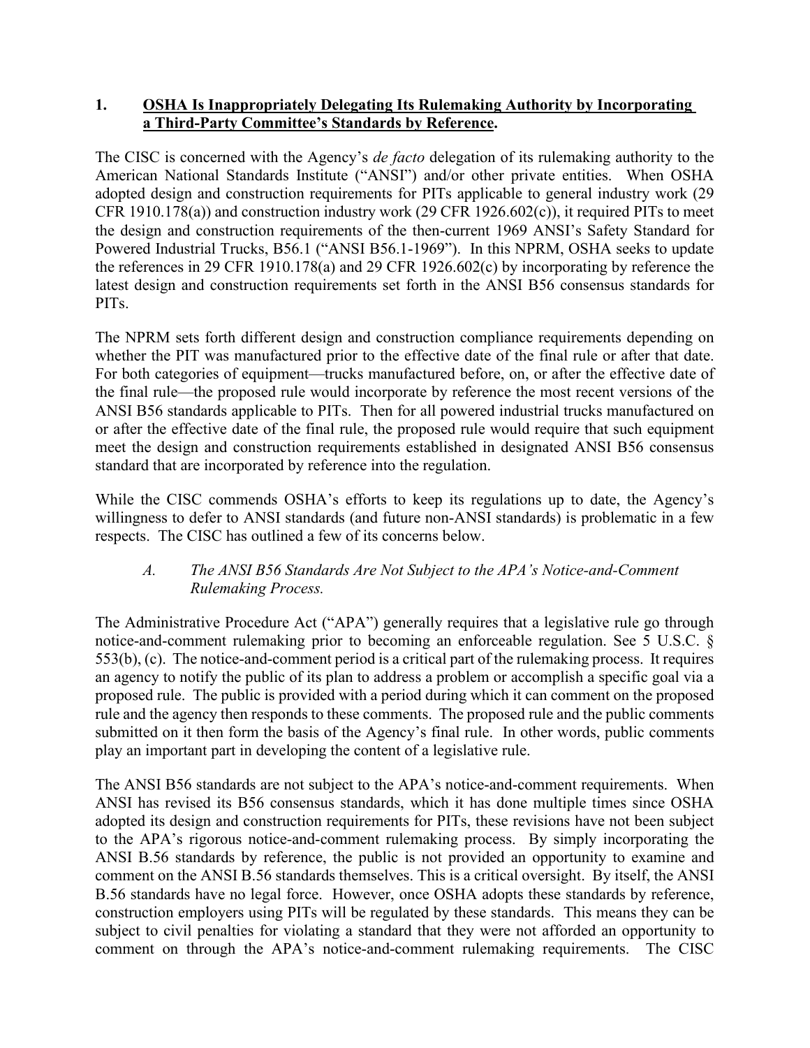## 1. <u>OSHA Is Inappropriately Delegating Its Rulemaking Authority by Incorporating a Third-Party Committee's Standards by Reference</u>.

The CISC is concerned with the Agency's *de facto* delegation of its rulemaking authority to the American National Standards Institute ("ANSI") and/or other private entities. When OSHA adopted design and construction requirements for PITs applicable to general industry work (29 CFR 1910.178(a)) and construction industry work (29 CFR 1926.602(c)), it required PITs to meet the design and construction requirements of the then-current 1969 ANSI's Safety Standard for Powered Industrial Trucks, B56.1 ("ANSI B56.1-1969"). In this NPRM, OSHA seeks to update the references in 29 CFR 1910.178(a) and 29 CFR 1926.602(c) by incorporating by reference the latest design and construction requirements set forth in the ANSI B56 consensus standards for PITs.

The NPRM sets forth different design and construction compliance requirements depending on whether the PIT was manufactured prior to the effective date of the final rule or after that date. For both categories of equipment—trucks manufactured before, on, or after the effective date of the final rule—the proposed rule would incorporate by reference the most recent versions of the ANSI B56 standards applicable to PITs. Then for all powered industrial trucks manufactured on or after the effective date of the final rule, the proposed rule would require that such equipment meet the design and construction requirements established in designated ANSI B56 consensus standard that are incorporated by reference into the regulation.

While the CISC commends OSHA's efforts to keep its regulations up to date, the Agency's willingness to defer to ANSI standards (and future non-ANSI standards) is problematic in a few respects. The CISC has outlined a few of its concerns below.

### *A. The ANSI B56 Standards Are Not Subject to the APA's Notice-and-Comment Rulemaking Process.*

The Administrative Procedure Act ("APA") generally requires that a legislative rule go through notice-and-comment rulemaking prior to becoming an enforceable regulation. See 5 U.S.C. § 553(b), (c). The notice-and-comment period is a critical part of the rulemaking process. It requires an agency to notify the public of its plan to address a problem or accomplish a specific goal via a proposed rule. The public is provided with a period during which it can comment on the proposed rule and the agency then responds to these comments. The proposed rule and the public comments submitted on it then form the basis of the Agency's final rule. In other words, public comments play an important part in developing the content of a legislative rule.

The ANSI B56 standards are not subject to the APA's notice-and-comment requirements. When ANSI has revised its B56 consensus standards, which it has done multiple times since OSHA adopted its design and construction requirements for PITs, these revisions have not been subject to the APA's rigorous notice-and-comment rulemaking process. By simply incorporating the ANSI B.56 standards by reference, the public is not provided an opportunity to examine and comment on the ANSI B.56 standards themselves. This is a critical oversight. By itself, the ANSI B.56 standards have no legal force. However, once OSHA adopts these standards by reference, construction employers using PITs will be regulated by these standards. This means they can be subject to civil penalties for violating a standard that they were not afforded an opportunity to comment on through the APA's notice-and-comment rulemaking requirements. The CISC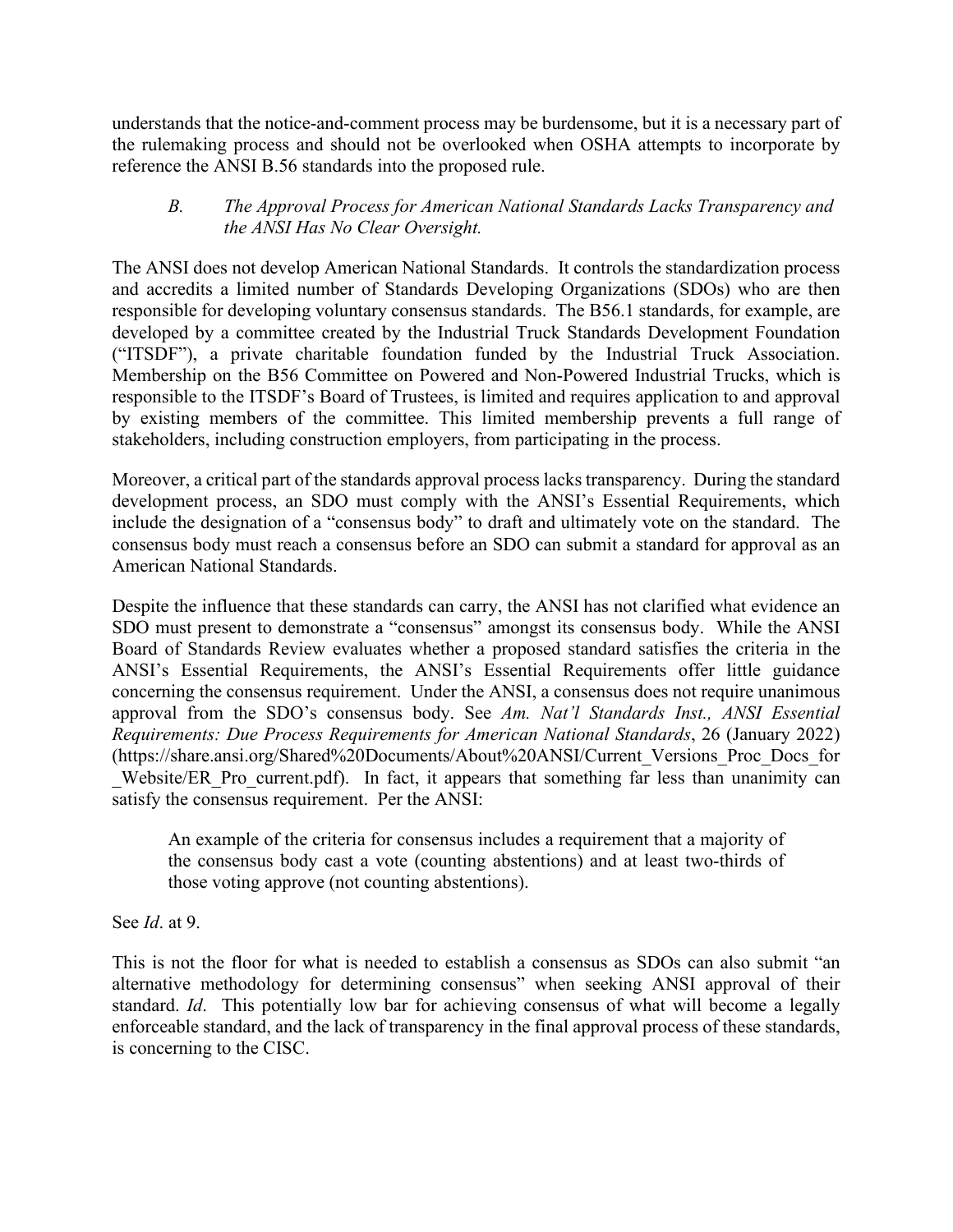understands that the notice-and-comment process may be burdensome, but it is a necessary part of the rulemaking process and should not be overlooked when OSHA attempts to incorporate by reference the ANSI B.56 standards into the proposed rule.

### *B. The Approval Process for American National Standards Lacks Transparency and the ANSI Has No Clear Oversight.*

The ANSI does not develop American National Standards. It controls the standardization process and accredits a limited number of Standards Developing Organizations (SDOs) who are then responsible for developing voluntary consensus standards. The B56.1 standards, for example, are developed by a committee created by the Industrial Truck Standards Development Foundation ("ITSDF"), a private charitable foundation funded by the Industrial Truck Association. Membership on the B56 Committee on Powered and Non-Powered Industrial Trucks, which is responsible to the ITSDF's Board of Trustees, is limited and requires application to and approval by existing members of the committee. This limited membership prevents a full range of stakeholders, including construction employers, from participating in the process.

Moreover, a critical part of the standards approval process lacks transparency. During the standard development process, an SDO must comply with the ANSI's Essential Requirements, which include the designation of a "consensus body" to draft and ultimately vote on the standard. The consensus body must reach a consensus before an SDO can submit a standard for approval as an American National Standards.

Despite the influence that these standards can carry, the ANSI has not clarified what evidence an SDO must present to demonstrate a "consensus" amongst its consensus body. While the ANSI Board of Standards Review evaluates whether a proposed standard satisfies the criteria in the ANSI's Essential Requirements, the ANSI's Essential Requirements offer little guidance concerning the consensus requirement. Under the ANSI, a consensus does not require unanimous approval from the SDO's consensus body. See *Am. Nat'l Standards Inst., ANSI Essential Requirements: Due Process Requirements for American National Standards*, 26 (January 2022) (https://share.ansi.org/Shared%20Documents/About%20ANSI/Current_Versions_Proc_Docs_for_Website/ER_Pro_current.pdf). In fact, it appears that something far less than unanimity can satisfy the consensus requirement. Per the ANSI:

> An example of the criteria for consensus includes a requirement that a majority of the consensus body cast a vote (counting abstentions) and at least two-thirds of those voting approve (not counting abstentions).

See *Id*. at 9.

This is not the floor for what is needed to establish a consensus as SDOs can also submit "an alternative methodology for determining consensus" when seeking ANSI approval of their standard. *Id*. This potentially low bar for achieving consensus of what will become a legally enforceable standard, and the lack of transparency in the final approval process of these standards, is concerning to the CISC.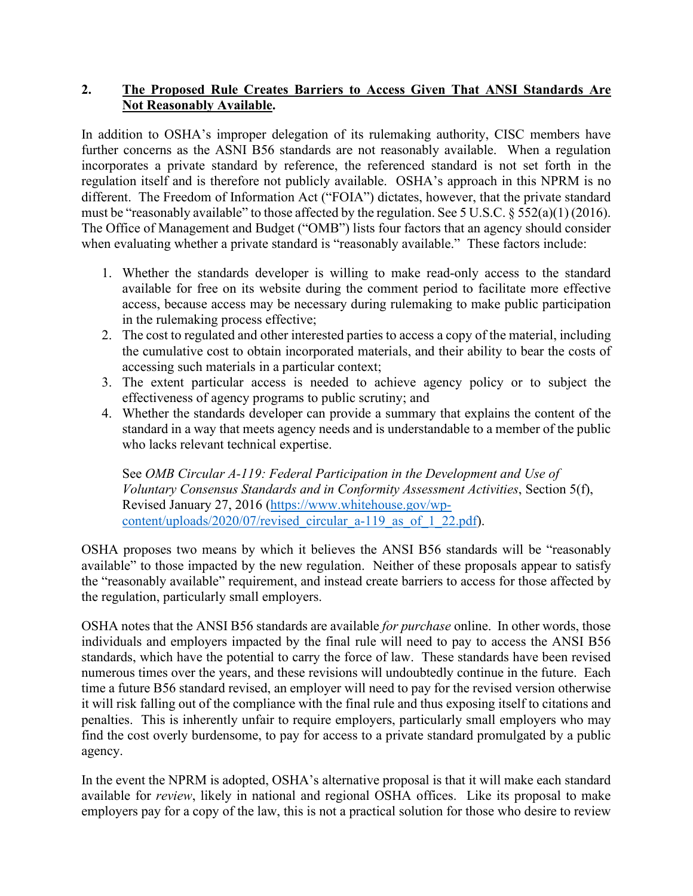## 2. The Proposed Rule Creates Barriers to Access Given That ANSI Standards Are Not Reasonably Available.

In addition to OSHA's improper delegation of its rulemaking authority, CISC members have further concerns as the ASNI B56 standards are not reasonably available. When a regulation incorporates a private standard by reference, the referenced standard is not set forth in the regulation itself and is therefore not publicly available. OSHA's approach in this NPRM is no different. The Freedom of Information Act ("FOIA") dictates, however, that the private standard must be "reasonably available" to those affected by the regulation. See 5 U.S.C. § 552(a)(1) (2016). The Office of Management and Budget ("OMB") lists four factors that an agency should consider when evaluating whether a private standard is "reasonably available." These factors include:

1. Whether the standards developer is willing to make read-only access to the standard available for free on its website during the comment period to facilitate more effective access, because access may be necessary during rulemaking to make public participation in the rulemaking process effective;
2. The cost to regulated and other interested parties to access a copy of the material, including the cumulative cost to obtain incorporated materials, and their ability to bear the costs of accessing such materials in a particular context;
3. The extent particular access is needed to achieve agency policy or to subject the effectiveness of agency programs to public scrutiny; and
4. Whether the standards developer can provide a summary that explains the content of the standard in a way that meets agency needs and is understandable to a member of the public who lacks relevant technical expertise.

   See *OMB Circular A-119: Federal Participation in the Development and Use of Voluntary Consensus Standards and in Conformity Assessment Activities*, Section 5(f), Revised January 27, 2016 (https://www.whitehouse.gov/wp-content/uploads/2020/07/revised_circular_a-119_as_of_1_22.pdf).

OSHA proposes two means by which it believes the ANSI B56 standards will be "reasonably available" to those impacted by the new regulation. Neither of these proposals appear to satisfy the "reasonably available" requirement, and instead create barriers to access for those affected by the regulation, particularly small employers.

OSHA notes that the ANSI B56 standards are available *for purchase* online. In other words, those individuals and employers impacted by the final rule will need to pay to access the ANSI B56 standards, which have the potential to carry the force of law. These standards have been revised numerous times over the years, and these revisions will undoubtedly continue in the future. Each time a future B56 standard revised, an employer will need to pay for the revised version otherwise it will risk falling out of the compliance with the final rule and thus exposing itself to citations and penalties. This is inherently unfair to require employers, particularly small employers who may find the cost overly burdensome, to pay for access to a private standard promulgated by a public agency.

In the event the NPRM is adopted, OSHA's alternative proposal is that it will make each standard available for *review*, likely in national and regional OSHA offices. Like its proposal to make employers pay for a copy of the law, this is not a practical solution for those who desire to review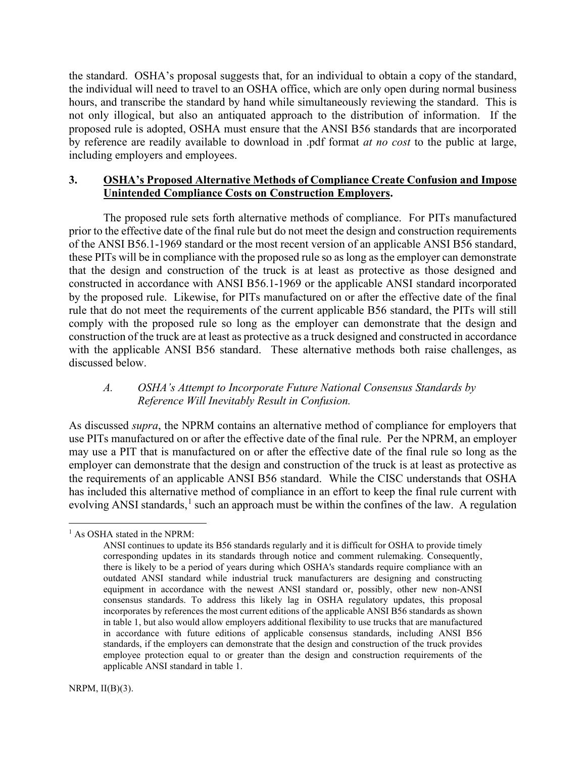the standard. OSHA's proposal suggests that, for an individual to obtain a copy of the standard, the individual will need to travel to an OSHA office, which are only open during normal business hours, and transcribe the standard by hand while simultaneously reviewing the standard. This is not only illogical, but also an antiquated approach to the distribution of information. If the proposed rule is adopted, OSHA must ensure that the ANSI B56 standards that are incorporated by reference are readily available to download in .pdf format *at no cost* to the public at large, including employers and employees.

### 3. **OSHA's Proposed Alternative Methods of Compliance Create Confusion and Impose Unintended Compliance Costs on Construction Employers.**

The proposed rule sets forth alternative methods of compliance. For PITs manufactured prior to the effective date of the final rule but do not meet the design and construction requirements of the ANSI B56.1-1969 standard or the most recent version of an applicable ANSI B56 standard, these PITs will be in compliance with the proposed rule so as long as the employer can demonstrate that the design and construction of the truck is at least as protective as those designed and constructed in accordance with ANSI B56.1-1969 or the applicable ANSI standard incorporated by the proposed rule. Likewise, for PITs manufactured on or after the effective date of the final rule that do not meet the requirements of the current applicable B56 standard, the PITs will still comply with the proposed rule so long as the employer can demonstrate that the design and construction of the truck are at least as protective as a truck designed and constructed in accordance with the applicable ANSI B56 standard. These alternative methods both raise challenges, as discussed below.

#### *A. OSHA's Attempt to Incorporate Future National Consensus Standards by Reference Will Inevitably Result in Confusion.*

As discussed *supra*, the NPRM contains an alternative method of compliance for employers that use PITs manufactured on or after the effective date of the final rule. Per the NPRM, an employer may use a PIT that is manufactured on or after the effective date of the final rule so long as the employer can demonstrate that the design and construction of the truck is at least as protective as the requirements of an applicable ANSI B56 standard. While the CISC understands that OSHA has included this alternative method of compliance in an effort to keep the final rule current with evolving ANSI standards,[1] such an approach must be within the confines of the law. A regulation

---

[1] As OSHA stated in the NPRM:

> ANSI continues to update its B56 standards regularly and it is difficult for OSHA to provide timely corresponding updates in its standards through notice and comment rulemaking. Consequently, there is likely to be a period of years during which OSHA's standards require compliance with an outdated ANSI standard while industrial truck manufacturers are designing and constructing equipment in accordance with the newest ANSI standard or, possibly, other new non-ANSI consensus standards. To address this likely lag in OSHA regulatory updates, this proposal incorporates by references the most current editions of the applicable ANSI B56 standards as shown in table 1, but also would allow employers additional flexibility to use trucks that are manufactured in accordance with future editions of applicable consensus standards, including ANSI B56 standards, if the employers can demonstrate that the design and construction of the truck provides employee protection equal to or greater than the design and construction requirements of the applicable ANSI standard in table 1.

NRPM, II(B)(3).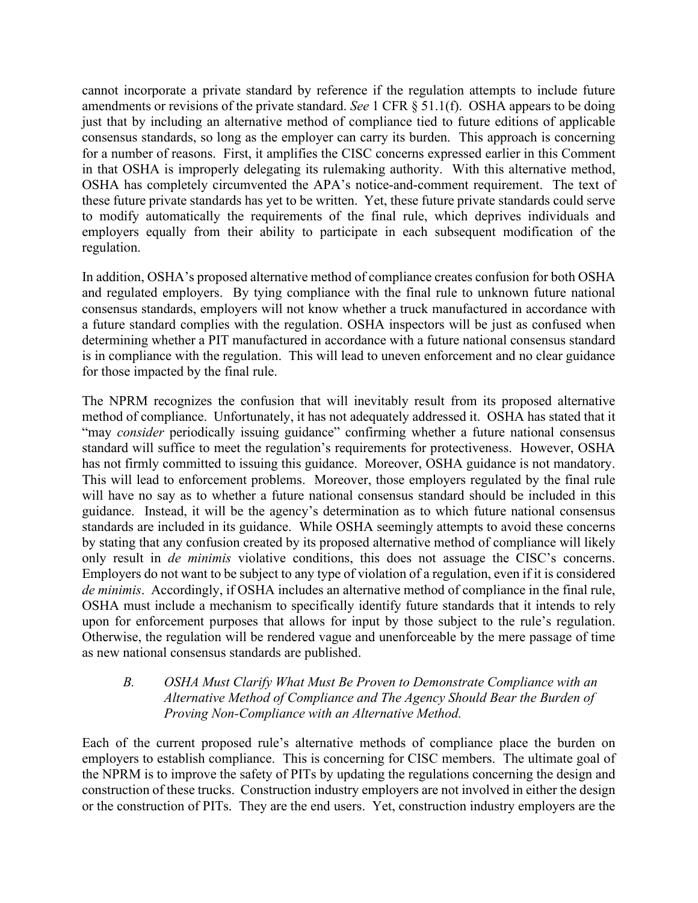cannot incorporate a private standard by reference if the regulation attempts to include future amendments or revisions of the private standard. *See* 1 CFR § 51.1(f). OSHA appears to be doing just that by including an alternative method of compliance tied to future editions of applicable consensus standards, so long as the employer can carry its burden. This approach is concerning for a number of reasons. First, it amplifies the CISC concerns expressed earlier in this Comment in that OSHA is improperly delegating its rulemaking authority. With this alternative method, OSHA has completely circumvented the APA's notice-and-comment requirement. The text of these future private standards has yet to be written. Yet, these future private standards could serve to modify automatically the requirements of the final rule, which deprives individuals and employers equally from their ability to participate in each subsequent modification of the regulation.

In addition, OSHA's proposed alternative method of compliance creates confusion for both OSHA and regulated employers. By tying compliance with the final rule to unknown future national consensus standards, employers will not know whether a truck manufactured in accordance with a future standard complies with the regulation. OSHA inspectors will be just as confused when determining whether a PIT manufactured in accordance with a future national consensus standard is in compliance with the regulation. This will lead to uneven enforcement and no clear guidance for those impacted by the final rule.

The NPRM recognizes the confusion that will inevitably result from its proposed alternative method of compliance. Unfortunately, it has not adequately addressed it. OSHA has stated that it "may *consider* periodically issuing guidance" confirming whether a future national consensus standard will suffice to meet the regulation's requirements for protectiveness. However, OSHA has not firmly committed to issuing this guidance. Moreover, OSHA guidance is not mandatory. This will lead to enforcement problems. Moreover, those employers regulated by the final rule will have no say as to whether a future national consensus standard should be included in this guidance. Instead, it will be the agency's determination as to which future national consensus standards are included in its guidance. While OSHA seemingly attempts to avoid these concerns by stating that any confusion created by its proposed alternative method of compliance will likely only result in *de minimis* violative conditions, this does not assuage the CISC's concerns. Employers do not want to be subject to any type of violation of a regulation, even if it is considered *de minimis*. Accordingly, if OSHA includes an alternative method of compliance in the final rule, OSHA must include a mechanism to specifically identify future standards that it intends to rely upon for enforcement purposes that allows for input by those subject to the rule's regulation. Otherwise, the regulation will be rendered vague and unenforceable by the mere passage of time as new national consensus standards are published.

### *B. OSHA Must Clarify What Must Be Proven to Demonstrate Compliance with an Alternative Method of Compliance and The Agency Should Bear the Burden of Proving Non-Compliance with an Alternative Method.*

Each of the current proposed rule's alternative methods of compliance place the burden on employers to establish compliance. This is concerning for CISC members. The ultimate goal of the NPRM is to improve the safety of PITs by updating the regulations concerning the design and construction of these trucks. Construction industry employers are not involved in either the design or the construction of PITs. They are the end users. Yet, construction industry employers are the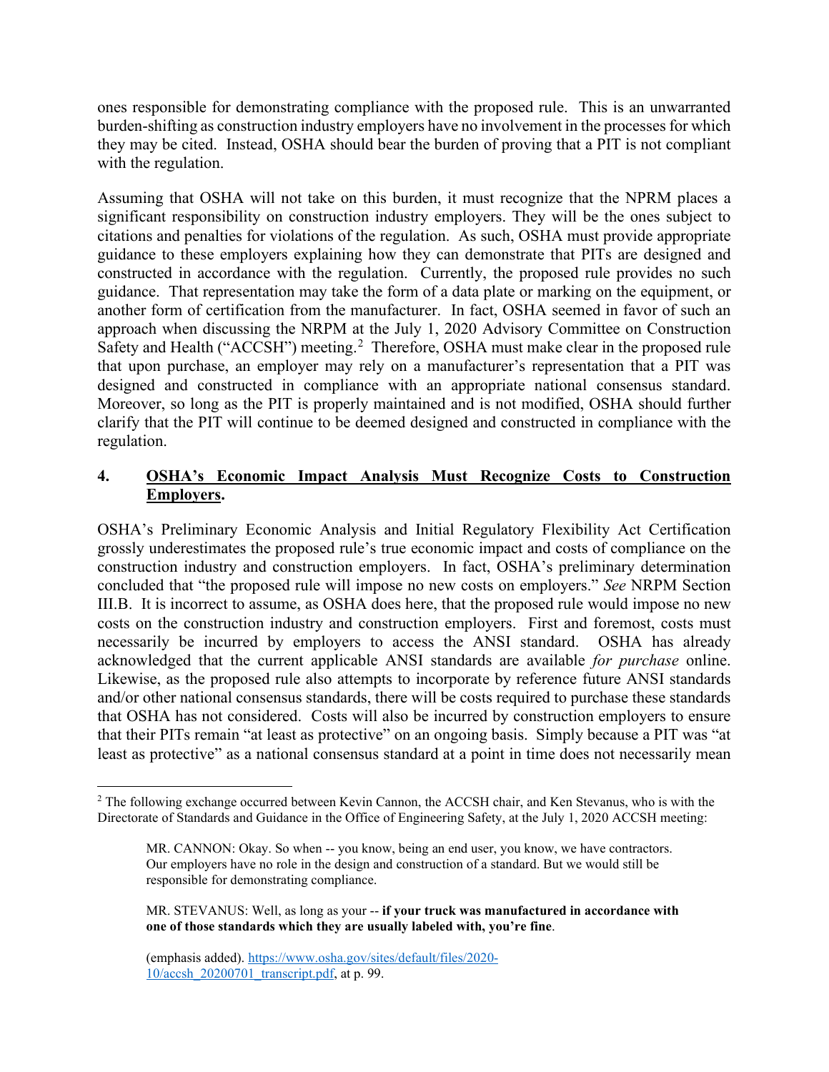ones responsible for demonstrating compliance with the proposed rule. This is an unwarranted burden-shifting as construction industry employers have no involvement in the processes for which they may be cited. Instead, OSHA should bear the burden of proving that a PIT is not compliant with the regulation.

Assuming that OSHA will not take on this burden, it must recognize that the NPRM places a significant responsibility on construction industry employers. They will be the ones subject to citations and penalties for violations of the regulation. As such, OSHA must provide appropriate guidance to these employers explaining how they can demonstrate that PITs are designed and constructed in accordance with the regulation. Currently, the proposed rule provides no such guidance. That representation may take the form of a data plate or marking on the equipment, or another form of certification from the manufacturer. In fact, OSHA seemed in favor of such an approach when discussing the NRPM at the July 1, 2020 Advisory Committee on Construction Safety and Health ("ACCSH") meeting.[2] Therefore, OSHA must make clear in the proposed rule that upon purchase, an employer may rely on a manufacturer's representation that a PIT was designed and constructed in compliance with an appropriate national consensus standard. Moreover, so long as the PIT is properly maintained and is not modified, OSHA should further clarify that the PIT will continue to be deemed designed and constructed in compliance with the regulation.

## 4. **OSHA's Economic Impact Analysis Must Recognize Costs to Construction Employers.**

OSHA's Preliminary Economic Analysis and Initial Regulatory Flexibility Act Certification grossly underestimates the proposed rule's true economic impact and costs of compliance on the construction industry and construction employers. In fact, OSHA's preliminary determination concluded that "the proposed rule will impose no new costs on employers." *See* NRPM Section III.B. It is incorrect to assume, as OSHA does here, that the proposed rule would impose no new costs on the construction industry and construction employers. First and foremost, costs must necessarily be incurred by employers to access the ANSI standard. OSHA has already acknowledged that the current applicable ANSI standards are available *for purchase* online. Likewise, as the proposed rule also attempts to incorporate by reference future ANSI standards and/or other national consensus standards, there will be costs required to purchase these standards that OSHA has not considered. Costs will also be incurred by construction employers to ensure that their PITs remain "at least as protective" on an ongoing basis. Simply because a PIT was "at least as protective" as a national consensus standard at a point in time does not necessarily mean

---

[2] The following exchange occurred between Kevin Cannon, the ACCSH chair, and Ken Stevanus, who is with the Directorate of Standards and Guidance in the Office of Engineering Safety, at the July 1, 2020 ACCSH meeting:

> MR. CANNON: Okay. So when -- you know, being an end user, you know, we have contractors. Our employers have no role in the design and construction of a standard. But we would still be responsible for demonstrating compliance.
>
> MR. STEVANUS: Well, as long as your -- **if your truck was manufactured in accordance with one of those standards which they are usually labeled with, you're fine**.
>
> (emphasis added). https://www.osha.gov/sites/default/files/2020-10/accsh_20200701_transcript.pdf, at p. 99.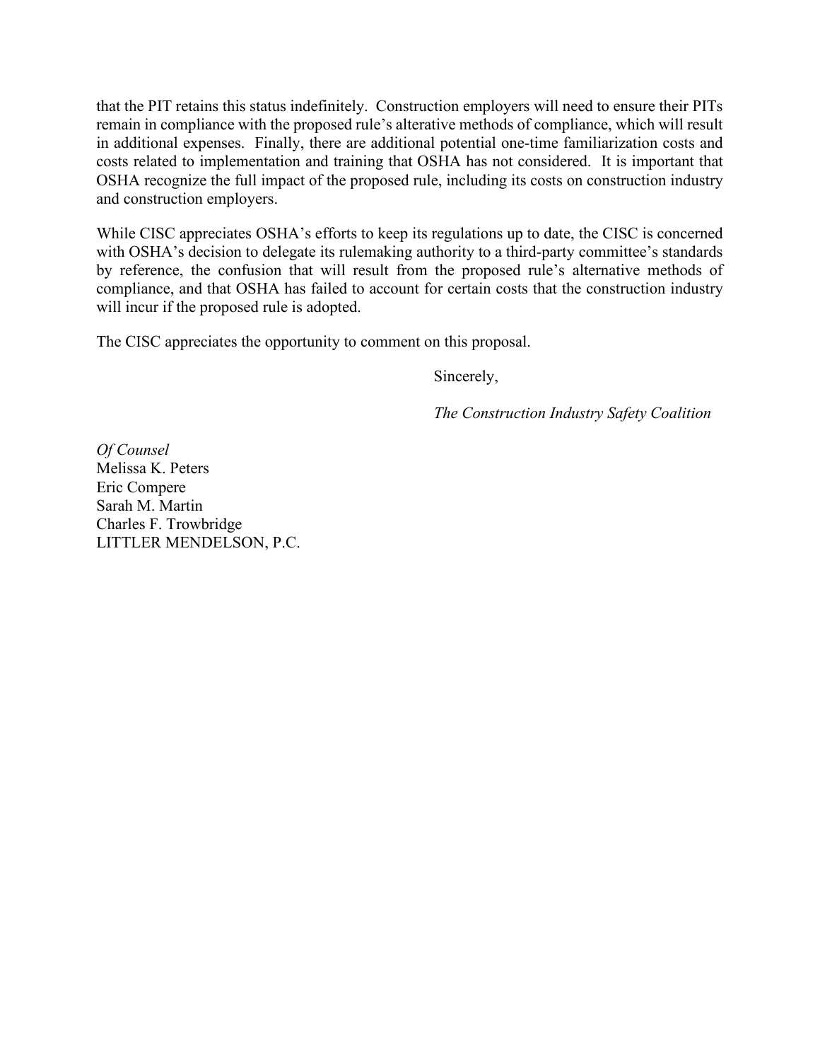that the PIT retains this status indefinitely. Construction employers will need to ensure their PITs remain in compliance with the proposed rule's alterative methods of compliance, which will result in additional expenses. Finally, there are additional potential one-time familiarization costs and costs related to implementation and training that OSHA has not considered. It is important that OSHA recognize the full impact of the proposed rule, including its costs on construction industry and construction employers.

While CISC appreciates OSHA's efforts to keep its regulations up to date, the CISC is concerned with OSHA's decision to delegate its rulemaking authority to a third-party committee's standards by reference, the confusion that will result from the proposed rule's alternative methods of compliance, and that OSHA has failed to account for certain costs that the construction industry will incur if the proposed rule is adopted.

The CISC appreciates the opportunity to comment on this proposal.

Sincerely,

*The Construction Industry Safety Coalition*

*Of Counsel*
Melissa K. Peters
Eric Compere
Sarah M. Martin
Charles F. Trowbridge
LITTLER MENDELSON, P.C.